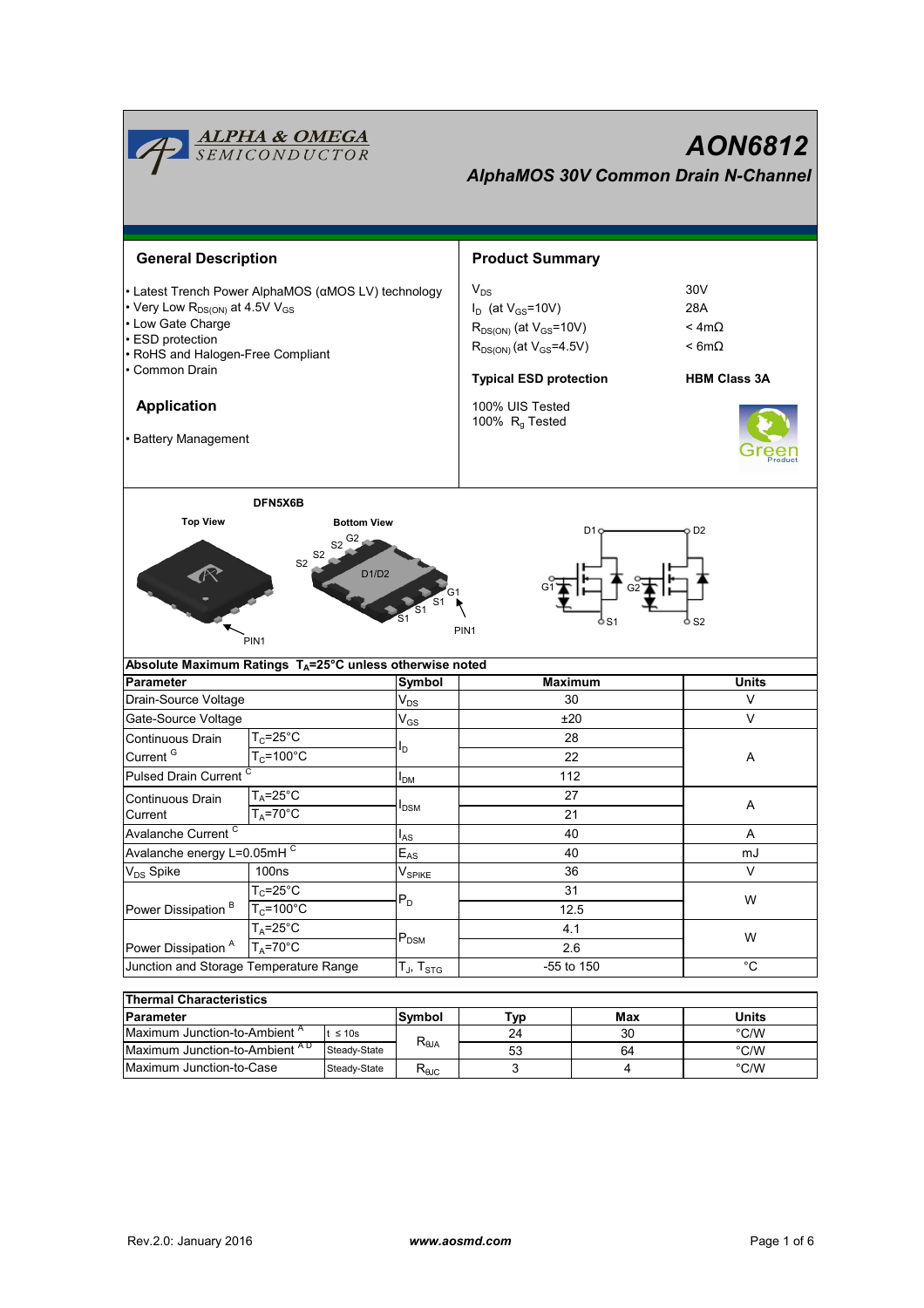# AON6812

## *AlphaMOS 30V Common Drain N-Channel*

## General Description

- Latest Trench Power AlphaMOS (αMOS LV) technology
- Very Low $R_{DS(ON)}$ at 4.5V $V_{GS}$
- Low Gate Charge
- ESD protection
- RoHS and Halogen-Free Compliant
- Common Drain

## Application

- Battery Management

## Product Summary

| | |
|---|---|
| $V_{DS}$ | 30V |
| $I_D$ (at $V_{GS}$=10V) | 28A |
| $R_{DS(ON)}$ (at $V_{GS}$=10V) | < 4mΩ |
| $R_{DS(ON)}$ (at $V_{GS}$=4.5V) | < 6mΩ |

**Typical ESD protection** **HBM Class 3A**

100% UIS Tested
100% $R_g$ Tested

DFN5X6B

Top View | Bottom View

S2, G2, S2, S2, D1/D2, G1, S1, S1, S1, PIN1

D1, D2, G1, G2, S1, S2

**Absolute Maximum Ratings $T_A$=25°C unless otherwise noted**

| Parameter | | Symbol | Maximum | Units |
|---|---|---|---|---|
| Drain-Source Voltage | | $V_{DS}$ | 30 | V |
| Gate-Source Voltage | | $V_{GS}$ | ±20 | V |
| Continuous Drain Current [G] | $T_C$=25°C | $I_D$ | 28 | A |
| | $T_C$=100°C | | 22 | |
| Pulsed Drain Current [C] | | $I_{DM}$ | 112 | |
| Continuous Drain Current | $T_A$=25°C | $I_{DSM}$ | 27 | A |
| | $T_A$=70°C | | 21 | |
| Avalanche Current [C] | | $I_{AS}$ | 40 | A |
| Avalanche energy L=0.05mH [C] | | $E_{AS}$ | 40 | mJ |
| $V_{DS}$ Spike | 100ns | $V_{SPIKE}$ | 36 | V |
| Power Dissipation [B] | $T_C$=25°C | $P_D$ | 31 | W |
| | $T_C$=100°C | | 12.5 | |
| Power Dissipation [A] | $T_A$=25°C | $P_{DSM}$ | 4.1 | W |
| | $T_A$=70°C | | 2.6 | |
| Junction and Storage Temperature Range | | $T_J$, $T_{STG}$ | -55 to 150 | °C |

**Thermal Characteristics**

| Parameter | | Symbol | Typ | Max | Units |
|---|---|---|---|---|---|
| Maximum Junction-to-Ambient [A] | t ≤ 10s | $R_{\theta JA}$ | 24 | 30 | °C/W |
| Maximum Junction-to-Ambient [A D] | Steady-State | | 53 | 64 | °C/W |
| Maximum Junction-to-Case | Steady-State | $R_{\theta JC}$ | 3 | 4 | °C/W |

Rev.2.0: January 2016 www.aosmd.com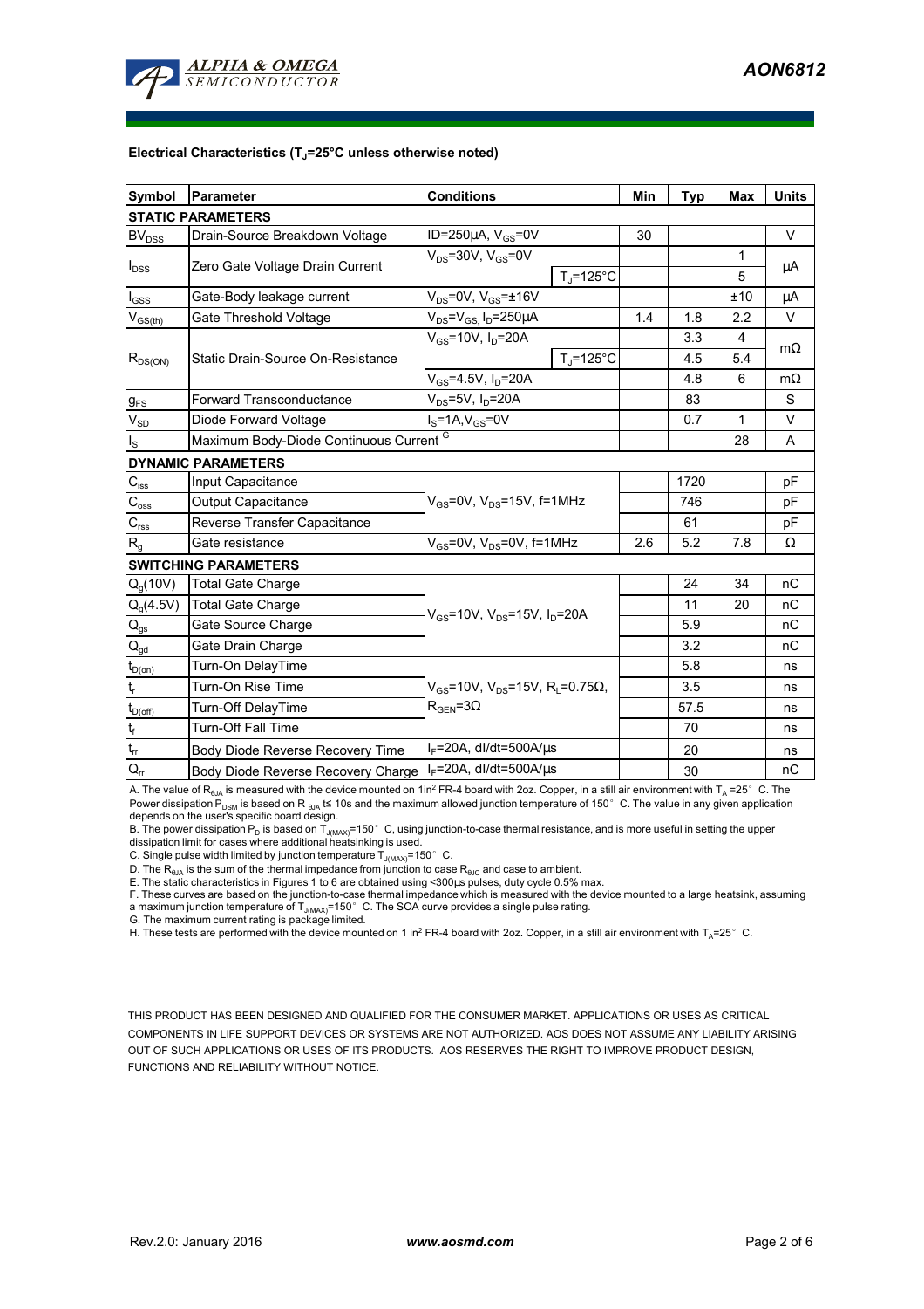**Electrical Characteristics ($T_J$=25°C unless otherwise noted)**

| Symbol | Parameter | Conditions | | Min | Typ | Max | Units |
|---|---|---|---|---|---|---|---|
| **STATIC PARAMETERS** | | | | | | | |
| $BV_{DSS}$ | Drain-Source Breakdown Voltage | ID=250µA, $V_{GS}$=0V | | 30 | | | V |
| $I_{DSS}$ | Zero Gate Voltage Drain Current | $V_{DS}$=30V, $V_{GS}$=0V | | | | 1 | µA |
| | | | $T_J$=125°C | | | 5 | |
| $I_{GSS}$ | Gate-Body leakage current | $V_{DS}$=0V, $V_{GS}$=±16V | | | | ±10 | µA |
| $V_{GS(th)}$ | Gate Threshold Voltage | $V_{DS}$=$V_{GS}$, $I_D$=250µA | | 1.4 | 1.8 | 2.2 | V |
| $R_{DS(ON)}$ | Static Drain-Source On-Resistance | $V_{GS}$=10V, $I_D$=20A | | | 3.3 | 4 | mΩ |
| | | | $T_J$=125°C | | 4.5 | 5.4 | |
| | | $V_{GS}$=4.5V, $I_D$=20A | | | 4.8 | 6 | mΩ |
| $g_{FS}$ | Forward Transconductance | $V_{DS}$=5V, $I_D$=20A | | | 83 | | S |
| $V_{SD}$ | Diode Forward Voltage | $I_S$=1A,$V_{GS}$=0V | | | 0.7 | 1 | V |
| $I_S$ | Maximum Body-Diode Continuous Current [G] | | | | | 28 | A |
| **DYNAMIC PARAMETERS** | | | | | | | |
| $C_{iss}$ | Input Capacitance | $V_{GS}$=0V, $V_{DS}$=15V, f=1MHz | | | 1720 | | pF |
| $C_{oss}$ | Output Capacitance | | | | 746 | | pF |
| $C_{rss}$ | Reverse Transfer Capacitance | | | | 61 | | pF |
| $R_g$ | Gate resistance | $V_{GS}$=0V, $V_{DS}$=0V, f=1MHz | | 2.6 | 5.2 | 7.8 | Ω |
| **SWITCHING PARAMETERS** | | | | | | | |
| $Q_g$(10V) | Total Gate Charge | $V_{GS}$=10V, $V_{DS}$=15V, $I_D$=20A | | | 24 | 34 | nC |
| $Q_g$(4.5V) | Total Gate Charge | | | | 11 | 20 | nC |
| $Q_{gs}$ | Gate Source Charge | | | | 5.9 | | nC |
| $Q_{gd}$ | Gate Drain Charge | | | | 3.2 | | nC |
| $t_{D(on)}$ | Turn-On DelayTime | $V_{GS}$=10V, $V_{DS}$=15V, $R_L$=0.75Ω, $R_{GEN}$=3Ω | | | 5.8 | | ns |
| $t_r$ | Turn-On Rise Time | | | | 3.5 | | ns |
| $t_{D(off)}$ | Turn-Off DelayTime | | | | 57.5 | | ns |
| $t_f$ | Turn-Off Fall Time | | | | 70 | | ns |
| $t_{rr}$ | Body Diode Reverse Recovery Time | $I_F$=20A, dI/dt=500A/µs | | | 20 | | ns |
| $Q_{rr}$ | Body Diode Reverse Recovery Charge | $I_F$=20A, dI/dt=500A/µs | | | 30 | | nC |

A. The value of $R_{\theta JA}$ is measured with the device mounted on 1in² FR-4 board with 2oz. Copper, in a still air environment with $T_A$ =25°C. The Power dissipation $P_{DSM}$ is based on $R_{\theta JA}$ t≤ 10s and the maximum allowed junction temperature of 150°C. The value in any given application depends on the user's specific board design.
B. The power dissipation $P_D$ is based on $T_{J(MAX)}$=150°C, using junction-to-case thermal resistance, and is more useful in setting the upper dissipation limit for cases where additional heatsinking is used.
C. Single pulse width limited by junction temperature $T_{J(MAX)}$=150°C.
D. The $R_{\theta JA}$ is the sum of the thermal impedance from junction to case $R_{\theta JC}$ and case to ambient.
E. The static characteristics in Figures 1 to 6 are obtained using <300µs pulses, duty cycle 0.5% max.
F. These curves are based on the junction-to-case thermal impedance which is measured with the device mounted to a large heatsink, assuming a maximum junction temperature of $T_{J(MAX)}$=150°C. The SOA curve provides a single pulse rating.
G. The maximum current rating is package limited.
H. These tests are performed with the device mounted on 1 in² FR-4 board with 2oz. Copper, in a still air environment with $T_A$=25°C.

THIS PRODUCT HAS BEEN DESIGNED AND QUALIFIED FOR THE CONSUMER MARKET. APPLICATIONS OR USES AS CRITICAL COMPONENTS IN LIFE SUPPORT DEVICES OR SYSTEMS ARE NOT AUTHORIZED. AOS DOES NOT ASSUME ANY LIABILITY ARISING OUT OF SUCH APPLICATIONS OR USES OF ITS PRODUCTS. AOS RESERVES THE RIGHT TO IMPROVE PRODUCT DESIGN, FUNCTIONS AND RELIABILITY WITHOUT NOTICE.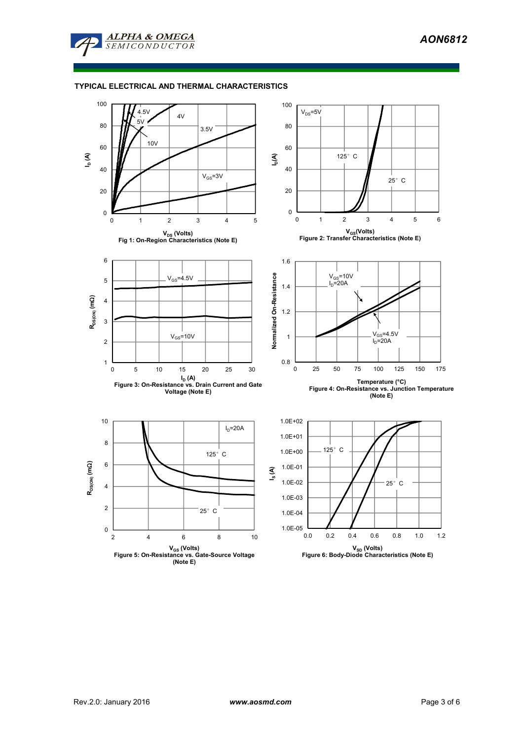## TYPICAL ELECTRICAL AND THERMAL CHARACTERISTICS

Fig 1: On-Region Characteristics (Note E)

Figure 2: Transfer Characteristics (Note E)

Figure 3: On-Resistance vs. Drain Current and Gate Voltage (Note E)

Figure 4: On-Resistance vs. Junction Temperature (Note E)

Figure 5: On-Resistance vs. Gate-Source Voltage (Note E)

Figure 6: Body-Diode Characteristics (Note E)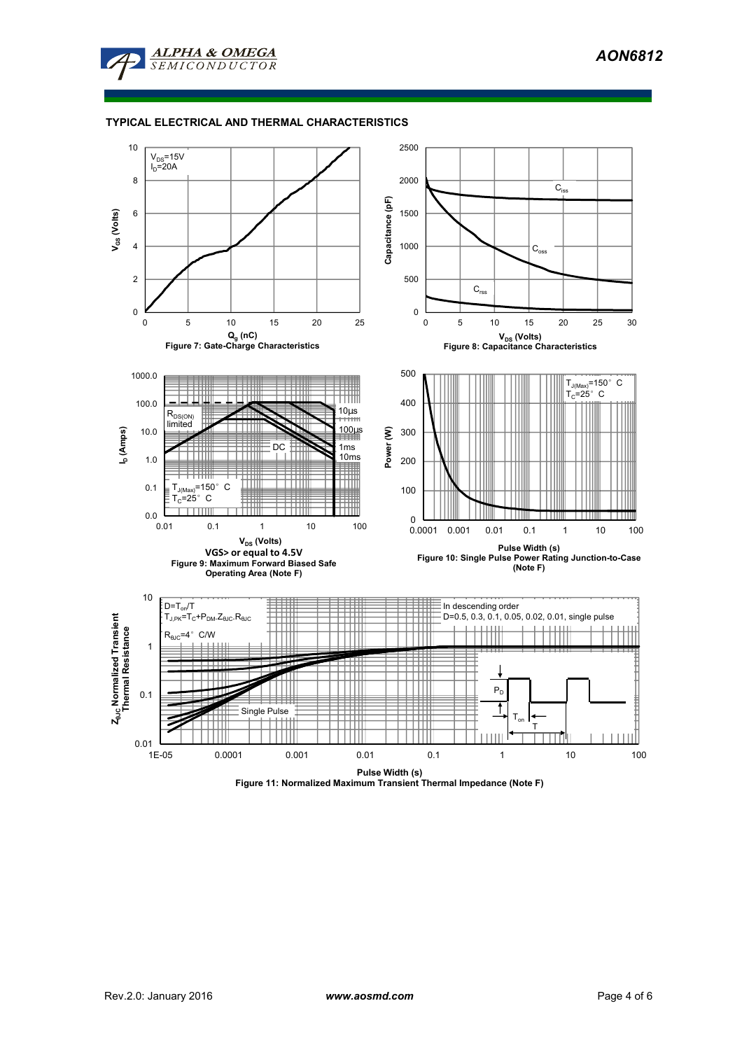## TYPICAL ELECTRICAL AND THERMAL CHARACTERISTICS

$V_{DS}$=15V
$I_D$=20A

$V_{GS}$ (Volts)

$Q_g$ (nC)

**Figure 7: Gate-Charge Characteristics**

$C_{iss}$

$C_{oss}$

$C_{rss}$

Capacitance (pF)

$V_{DS}$ (Volts)

**Figure 8: Capacitance Characteristics**

$R_{DS(ON)}$ limited

10µs

100µs

1ms

10ms

DC

$T_{J(Max)}$=150° C
$T_C$=25° C

$I_D$ (Amps)

$V_{DS}$ (Volts)

**VGS> or equal to 4.5V**

**Figure 9: Maximum Forward Biased Safe Operating Area (Note F)**

$T_{J(Max)}$=150° C
$T_C$=25° C

Power (W)

Pulse Width (s)

**Figure 10: Single Pulse Power Rating Junction-to-Case (Note F)**

$D=T_{on}/T$
$T_{J,PK}=T_C+P_{DM}.Z_{\theta JC}.R_{\theta JC}$

$R_{\theta JC}$=4° C/W

In descending order
D=0.5, 0.3, 0.1, 0.05, 0.02, 0.01, single pulse

Single Pulse

$P_D$

$T_{on}$

T

$Z_{\theta JC}$ Normalized Transient Thermal Resistance

Pulse Width (s)

**Figure 11: Normalized Maximum Transient Thermal Impedance (Note F)**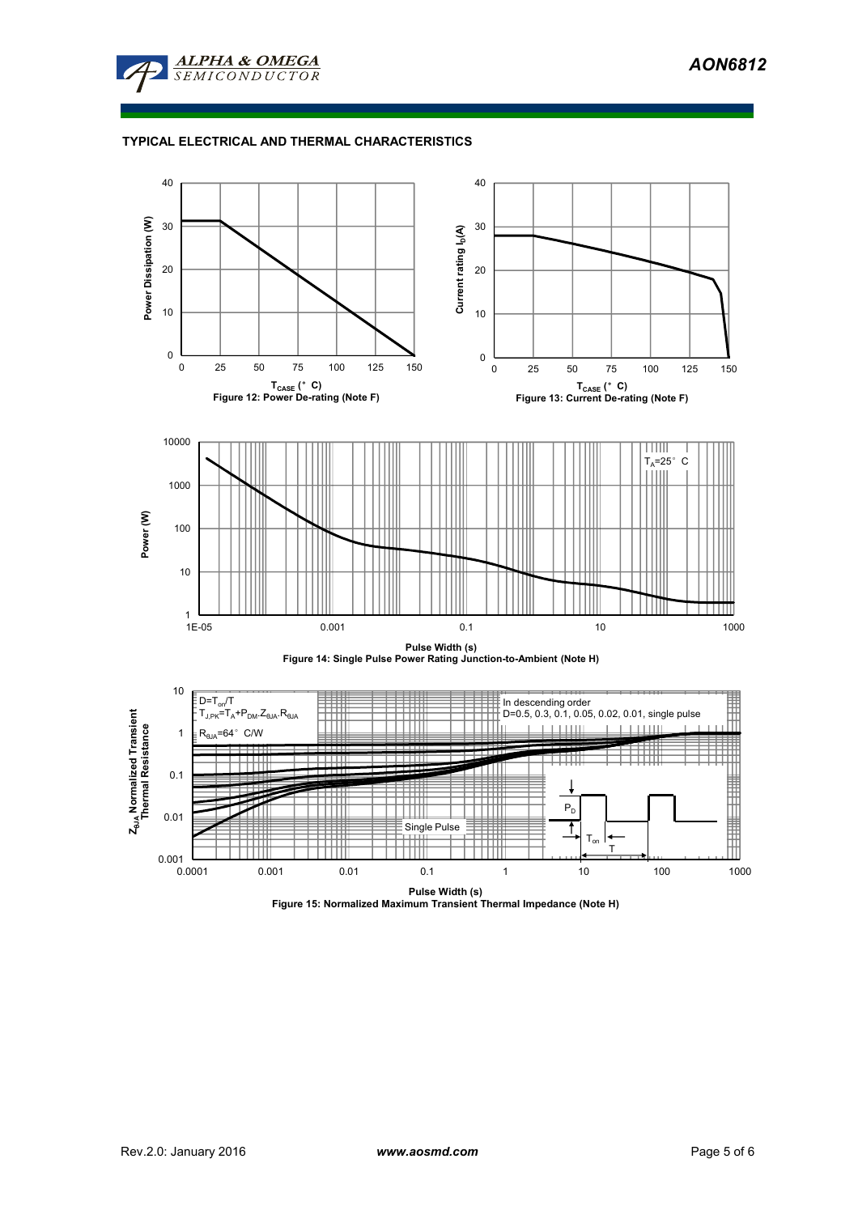## TYPICAL ELECTRICAL AND THERMAL CHARACTERISTICS

Figure 12: Power De-rating (Note F)

Figure 13: Current De-rating (Note F)

Figure 14: Single Pulse Power Rating Junction-to-Ambient (Note H)

Figure 15: Normalized Maximum Transient Thermal Impedance (Note H)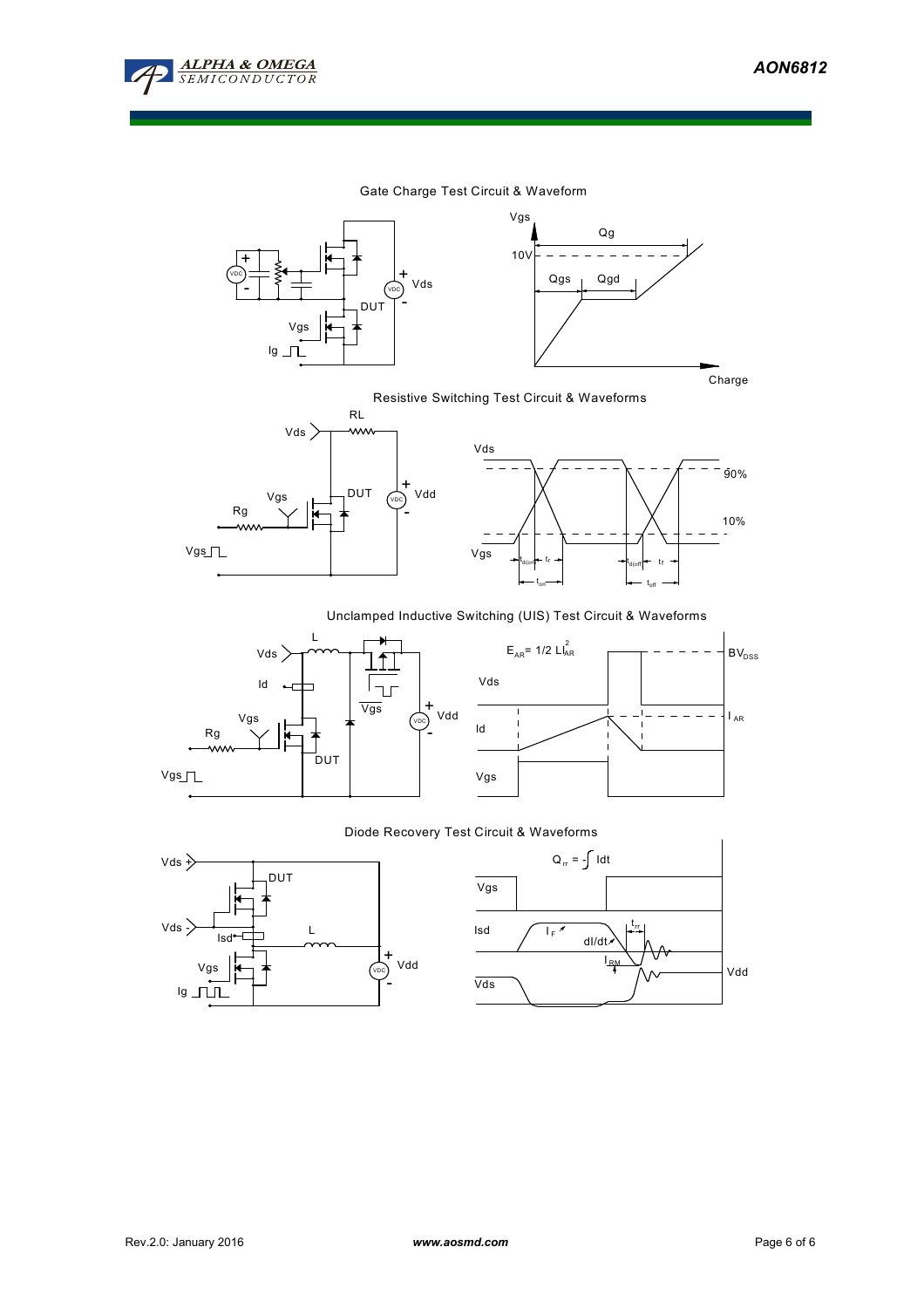## Gate Charge Test Circuit & Waveform

VDC
+
-
Vds
+
-
DUT
Vgs
Ig

Vgs
Qg
10V
Qgs
Qgd
Charge

## Resistive Switching Test Circuit & Waveforms

RL
Vds
Vgs
Rg
DUT
Vdd
+
-
Vgs

Vds
90%
10%
Vgs
$t_{d(on)}$
$t_r$
$t_{on}$
$t_{d(off)}$
$t_f$
$t_{off}$

## Unclamped Inductive Switching (UIS) Test Circuit & Waveforms

L
Vds
Id
Vgs
Rg
DUT
Vgs
Vgs
Vdd
+
-

$E_{AR}= 1/2\ LI_{AR}^2$
$BV_{DSS}$
Vds
Id
$I_{AR}$
Vgs

## Diode Recovery Test Circuit & Waveforms

Vds +
DUT
Vds -
Isd
L
Vgs
Ig
Vdd
+
-

$Q_{rr} = -\int Idt$
Vgs
Isd
$I_F$
dI/dt
$t_{rr}$
$I_{RM}$
Vds
Vdd